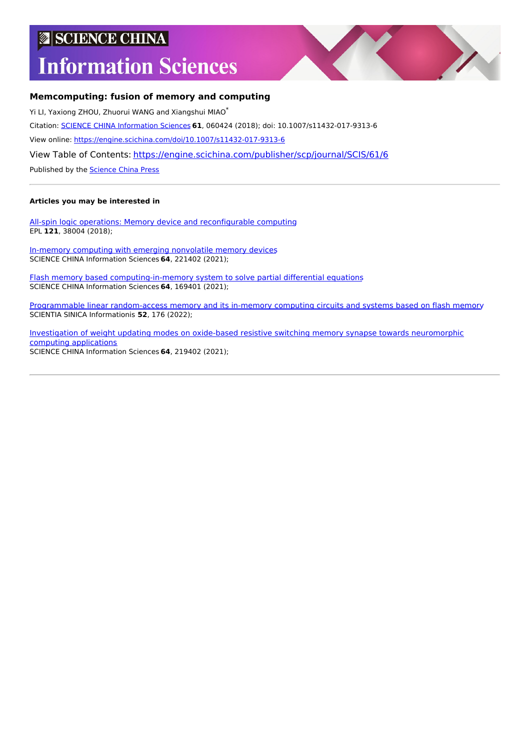SCIENCE CHINA

# Information Sciences

## Memcomputing: fusion of memory and computing

Yi LI, Yaxiong ZHOU, Zhuorui WANG and Xiangshui MIAO[*]

Citation: SCIENCE CHINA Information Sciences **61**, 060424 (2018); doi: 10.1007/s11432-017-9313-6

View online: https://engine.scichina.com/doi/10.1007/s11432-017-9313-6

View Table of Contents: https://engine.scichina.com/publisher/scp/journal/SCIS/61/6

Published by the Science China Press

---

**Articles you may be interested in**

All-spin logic operations: Memory device and reconfigurable computing
EPL **121**, 38004 (2018);

In-memory computing with emerging nonvolatile memory devices
SCIENCE CHINA Information Sciences **64**, 221402 (2021);

Flash memory based computing-in-memory system to solve partial differential equations
SCIENCE CHINA Information Sciences **64**, 169401 (2021);

Programmable linear random-access memory and its in-memory computing circuits and systems based on flash memory
SCIENTIA SINICA Informationis **52**, 176 (2022);

Investigation of weight updating modes on oxide-based resistive switching memory synapse towards neuromorphic computing applications
SCIENCE CHINA Information Sciences **64**, 219402 (2021);

---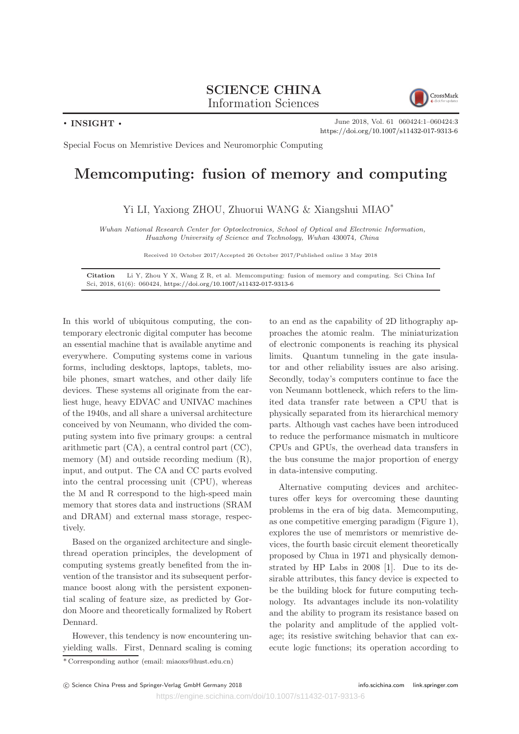SCIENCE CHINA
Information Sciences

• INSIGHT •

Special Focus on Memristive Devices and Neuromorphic Computing

# Memcomputing: fusion of memory and computing

Yi LI, Yaxiong ZHOU, Zhuorui WANG & Xiangshui MIAO*

*Wuhan National Research Center for Optoelectronics, School of Optical and Electronic Information, Huazhong University of Science and Technology, Wuhan 430074, China*

Received 10 October 2017/Accepted 26 October 2017/Published online 3 May 2018

**Citation** Li Y, Zhou Y X, Wang Z R, et al. Memcomputing: fusion of memory and computing. Sci China Inf Sci, 2018, 61(6): 060424, https://doi.org/10.1007/s11432-017-9313-6

In this world of ubiquitous computing, the contemporary electronic digital computer has become an essential machine that is available anytime and everywhere. Computing systems come in various forms, including desktops, laptops, tablets, mobile phones, smart watches, and other daily life devices. These systems all originate from the earliest huge, heavy EDVAC and UNIVAC machines of the 1940s, and all share a universal architecture conceived by von Neumann, who divided the computing system into five primary groups: a central arithmetic part (CA), a central control part (CC), memory (M) and outside recording medium (R), input, and output. The CA and CC parts evolved into the central processing unit (CPU), whereas the M and R correspond to the high-speed main memory that stores data and instructions (SRAM and DRAM) and external mass storage, respectively.

Based on the organized architecture and single-thread operation principles, the development of computing systems greatly benefited from the invention of the transistor and its subsequent performance boost along with the persistent exponential scaling of feature size, as predicted by Gordon Moore and theoretically formalized by Robert Dennard.

However, this tendency is now encountering unyielding walls. First, Dennard scaling is coming to an end as the capability of 2D lithography approaches the atomic realm. The miniaturization of electronic components is reaching its physical limits. Quantum tunneling in the gate insulator and other reliability issues are also arising. Secondly, today's computers continue to face the von Neumann bottleneck, which refers to the limited data transfer rate between a CPU that is physically separated from its hierarchical memory parts. Although vast caches have been introduced to reduce the performance mismatch in multicore CPUs and GPUs, the overhead data transfers in the bus consume the major proportion of energy in data-intensive computing.

Alternative computing devices and architectures offer keys for overcoming these daunting problems in the era of big data. Memcomputing, as one competitive emerging paradigm (Figure 1), explores the use of memristors or memristive devices, the fourth basic circuit element theoretically proposed by Chua in 1971 and physically demonstrated by HP Labs in 2008 [1]. Due to its desirable attributes, this fancy device is expected to be the building block for future computing technology. Its advantages include its non-volatility and the ability to program its resistance based on the polarity and amplitude of the applied voltage; its resistive switching behavior that can execute logic functions; its operation according to

* Corresponding author (email: miaoxs@hust.edu.cn)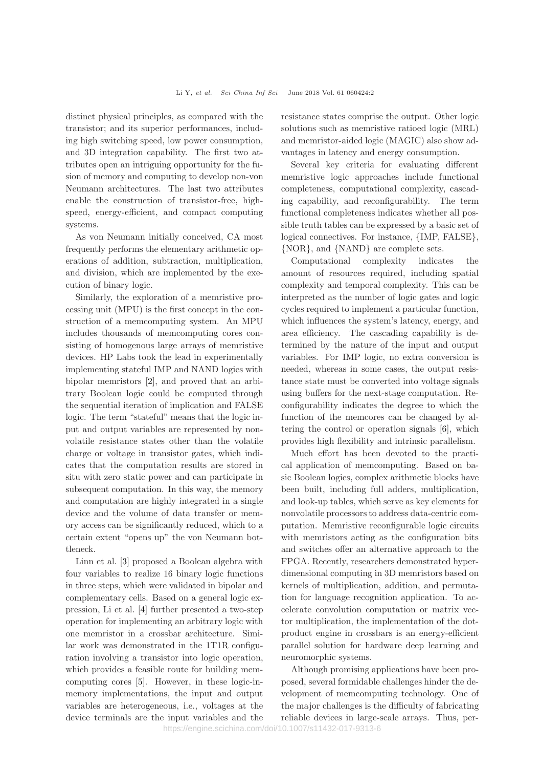distinct physical principles, as compared with the transistor; and its superior performances, including high switching speed, low power consumption, and 3D integration capability. The first two attributes open an intriguing opportunity for the fusion of memory and computing to develop non-von Neumann architectures. The last two attributes enable the construction of transistor-free, high-speed, energy-efficient, and compact computing systems.

As von Neumann initially conceived, CA most frequently performs the elementary arithmetic operations of addition, subtraction, multiplication, and division, which are implemented by the execution of binary logic.

Similarly, the exploration of a memristive processing unit (MPU) is the first concept in the construction of a memcomputing system. An MPU includes thousands of memcomputing cores consisting of homogenous large arrays of memristive devices. HP Labs took the lead in experimentally implementing stateful IMP and NAND logics with bipolar memristors [2], and proved that an arbitrary Boolean logic could be computed through the sequential iteration of implication and FALSE logic. The term "stateful" means that the logic input and output variables are represented by nonvolatile resistance states other than the volatile charge or voltage in transistor gates, which indicates that the computation results are stored in situ with zero static power and can participate in subsequent computation. In this way, the memory and computation are highly integrated in a single device and the volume of data transfer or memory access can be significantly reduced, which to a certain extent "opens up" the von Neumann bottleneck.

Linn et al. [3] proposed a Boolean algebra with four variables to realize 16 binary logic functions in three steps, which were validated in bipolar and complementary cells. Based on a general logic expression, Li et al. [4] further presented a two-step operation for implementing an arbitrary logic with one memristor in a crossbar architecture. Similar work was demonstrated in the 1T1R configuration involving a transistor into logic operation, which provides a feasible route for building memcomputing cores [5]. However, in these logic-in-memory implementations, the input and output variables are heterogeneous, i.e., voltages at the device terminals are the input variables and the resistance states comprise the output. Other logic solutions such as memristive ratioed logic (MRL) and memristor-aided logic (MAGIC) also show advantages in latency and energy consumption.

Several key criteria for evaluating different memristive logic approaches include functional completeness, computational complexity, cascading capability, and reconfigurability. The term functional completeness indicates whether all possible truth tables can be expressed by a basic set of logical connectives. For instance, {IMP, FALSE}, {NOR}, and {NAND} are complete sets.

Computational complexity indicates the amount of resources required, including spatial complexity and temporal complexity. This can be interpreted as the number of logic gates and logic cycles required to implement a particular function, which influences the system's latency, energy, and area efficiency. The cascading capability is determined by the nature of the input and output variables. For IMP logic, no extra conversion is needed, whereas in some cases, the output resistance state must be converted into voltage signals using buffers for the next-stage computation. Reconfigurability indicates the degree to which the function of the memcores can be changed by altering the control or operation signals [6], which provides high flexibility and intrinsic parallelism.

Much effort has been devoted to the practical application of memcomputing. Based on basic Boolean logics, complex arithmetic blocks have been built, including full adders, multiplication, and look-up tables, which serve as key elements for nonvolatile processors to address data-centric computation. Memristive reconfigurable logic circuits with memristors acting as the configuration bits and switches offer an alternative approach to the FPGA. Recently, researchers demonstrated hyperdimensional computing in 3D memristors based on kernels of multiplication, addition, and permutation for language recognition application. To accelerate convolution computation or matrix vector multiplication, the implementation of the dot-product engine in crossbars is an energy-efficient parallel solution for hardware deep learning and neuromorphic systems.

Although promising applications have been proposed, several formidable challenges hinder the development of memcomputing technology. One of the major challenges is the difficulty of fabricating reliable devices in large-scale arrays. Thus, per-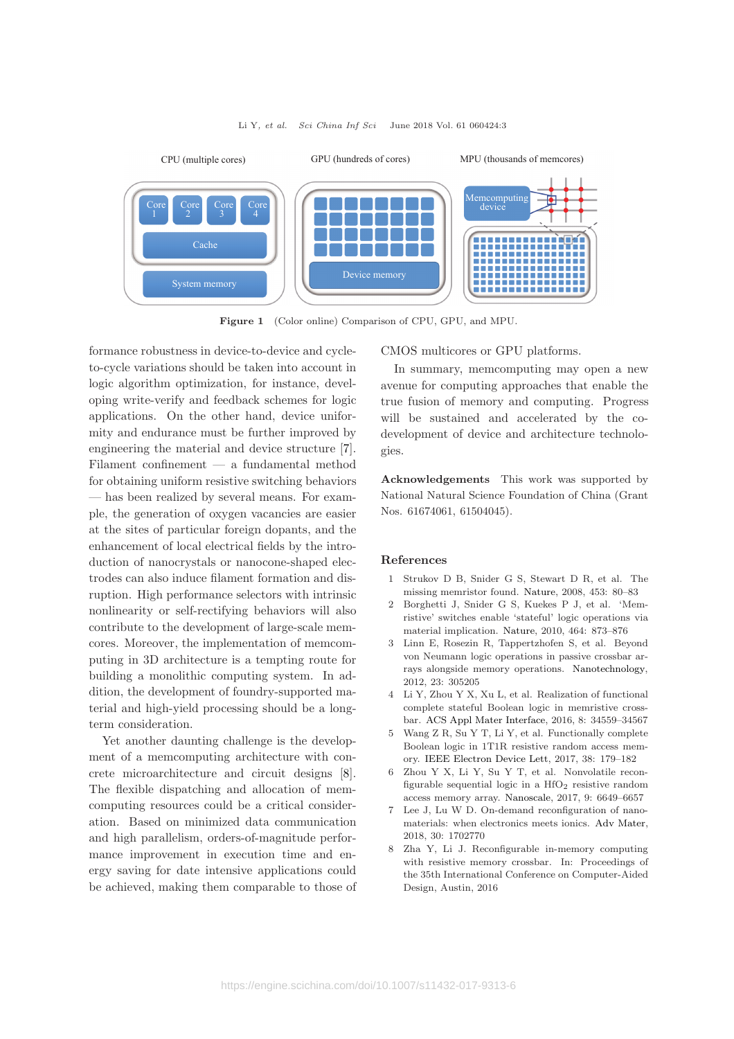CPU (multiple cores)

Core 1
Core 2
Core 3
Core 4
Cache
System memory

GPU (hundreds of cores)

Device memory

MPU (thousands of memcores)

Memcomputing device

**Figure 1** (Color online) Comparison of CPU, GPU, and MPU.

formance robustness in device-to-device and cycle-to-cycle variations should be taken into account in logic algorithm optimization, for instance, developing write-verify and feedback schemes for logic applications. On the other hand, device uniformity and endurance must be further improved by engineering the material and device structure [7]. Filament confinement — a fundamental method for obtaining uniform resistive switching behaviors — has been realized by several means. For example, the generation of oxygen vacancies are easier at the sites of particular foreign dopants, and the enhancement of local electrical fields by the introduction of nanocrystals or nanocone-shaped electrodes can also induce filament formation and disruption. High performance selectors with intrinsic nonlinearity or self-rectifying behaviors will also contribute to the development of large-scale memcores. Moreover, the implementation of memcomputing in 3D architecture is a tempting route for building a monolithic computing system. In addition, the development of foundry-supported material and high-yield processing should be a long-term consideration.

Yet another daunting challenge is the development of a memcomputing architecture with concrete microarchitecture and circuit designs [8]. The flexible dispatching and allocation of memcomputing resources could be a critical consideration. Based on minimized data communication and high parallelism, orders-of-magnitude performance improvement in execution time and energy saving for date intensive applications could be achieved, making them comparable to those of CMOS multicores or GPU platforms.

In summary, memcomputing may open a new avenue for computing approaches that enable the true fusion of memory and computing. Progress will be sustained and accelerated by the co-development of device and architecture technologies.

**Acknowledgements** This work was supported by National Natural Science Foundation of China (Grant Nos. 61674061, 61504045).

## References

1. Strukov D B, Snider G S, Stewart D R, et al. The missing memristor found. Nature, 2008, 453: 80–83
2. Borghetti J, Snider G S, Kuekes P J, et al. 'Memristive' switches enable 'stateful' logic operations via material implication. Nature, 2010, 464: 873–876
3. Linn E, Rosezin R, Tappertzhofen S, et al. Beyond von Neumann logic operations in passive crossbar arrays alongside memory operations. Nanotechnology, 2012, 23: 305205
4. Li Y, Zhou Y X, Xu L, et al. Realization of functional complete stateful Boolean logic in memristive crossbar. ACS Appl Mater Interface, 2016, 8: 34559–34567
5. Wang Z R, Su Y T, Li Y, et al. Functionally complete Boolean logic in 1T1R resistive random access memory. IEEE Electron Device Lett, 2017, 38: 179–182
6. Zhou Y X, Li Y, Su Y T, et al. Nonvolatile reconfigurable sequential logic in a $HfO_2$ resistive random access memory array. Nanoscale, 2017, 9: 6649–6657
7. Lee J, Lu W D. On-demand reconfiguration of nanomaterials: when electronics meets ionics. Adv Mater, 2018, 30: 1702770
8. Zha Y, Li J. Reconfigurable in-memory computing with resistive memory crossbar. In: Proceedings of the 35th International Conference on Computer-Aided Design, Austin, 2016